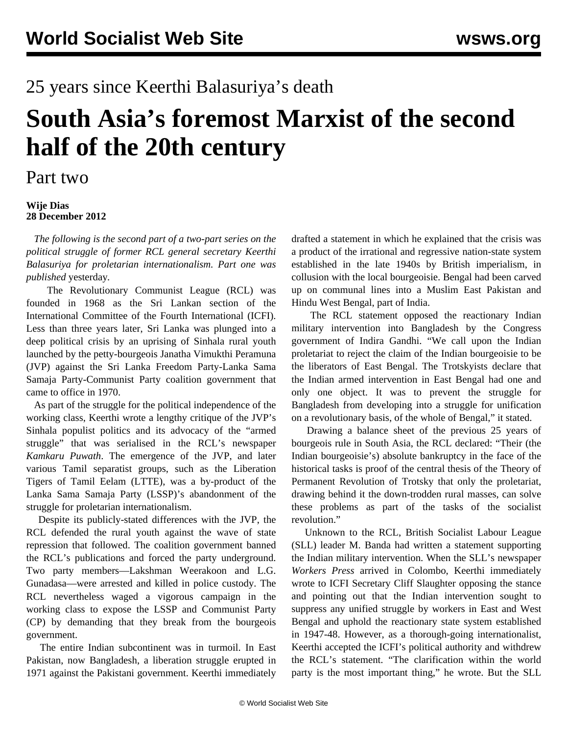25 years since Keerthi Balasuriya's death

# South Asia's foremost Marxist of the second half of the 20th century

Part two

**Wije Dias**
**28 December 2012**

*The following is the second part of a two-part series on the political struggle of former RCL general secretary Keerthi Balasuriya for proletarian internationalism. Part one was published* yesterday.

The Revolutionary Communist League (RCL) was founded in 1968 as the Sri Lankan section of the International Committee of the Fourth International (ICFI). Less than three years later, Sri Lanka was plunged into a deep political crisis by an uprising of Sinhala rural youth launched by the petty-bourgeois Janatha Vimukthi Peramuna (JVP) against the Sri Lanka Freedom Party-Lanka Sama Samaja Party-Communist Party coalition government that came to office in 1970.

As part of the struggle for the political independence of the working class, Keerthi wrote a lengthy critique of the JVP's Sinhala populist politics and its advocacy of the "armed struggle" that was serialised in the RCL's newspaper *Kamkaru Puwath*. The emergence of the JVP, and later various Tamil separatist groups, such as the Liberation Tigers of Tamil Eelam (LTTE), was a by-product of the Lanka Sama Samaja Party (LSSP)'s abandonment of the struggle for proletarian internationalism.

Despite its publicly-stated differences with the JVP, the RCL defended the rural youth against the wave of state repression that followed. The coalition government banned the RCL's publications and forced the party underground. Two party members—Lakshman Weerakoon and L.G. Gunadasa—were arrested and killed in police custody. The RCL nevertheless waged a vigorous campaign in the working class to expose the LSSP and Communist Party (CP) by demanding that they break from the bourgeois government.

The entire Indian subcontinent was in turmoil. In East Pakistan, now Bangladesh, a liberation struggle erupted in 1971 against the Pakistani government. Keerthi immediately drafted a statement in which he explained that the crisis was a product of the irrational and regressive nation-state system established in the late 1940s by British imperialism, in collusion with the local bourgeoisie. Bengal had been carved up on communal lines into a Muslim East Pakistan and Hindu West Bengal, part of India.

The RCL statement opposed the reactionary Indian military intervention into Bangladesh by the Congress government of Indira Gandhi. "We call upon the Indian proletariat to reject the claim of the Indian bourgeoisie to be the liberators of East Bengal. The Trotskyists declare that the Indian armed intervention in East Bengal had one and only one object. It was to prevent the struggle for Bangladesh from developing into a struggle for unification on a revolutionary basis, of the whole of Bengal," it stated.

Drawing a balance sheet of the previous 25 years of bourgeois rule in South Asia, the RCL declared: "Their (the Indian bourgeoisie's) absolute bankruptcy in the face of the historical tasks is proof of the central thesis of the Theory of Permanent Revolution of Trotsky that only the proletariat, drawing behind it the down-trodden rural masses, can solve these problems as part of the tasks of the socialist revolution."

Unknown to the RCL, British Socialist Labour League (SLL) leader M. Banda had written a statement supporting the Indian military intervention. When the SLL's newspaper *Workers Press* arrived in Colombo, Keerthi immediately wrote to ICFI Secretary Cliff Slaughter opposing the stance and pointing out that the Indian intervention sought to suppress any unified struggle by workers in East and West Bengal and uphold the reactionary state system established in 1947-48. However, as a thorough-going internationalist, Keerthi accepted the ICFI's political authority and withdrew the RCL's statement. "The clarification within the world party is the most important thing," he wrote. But the SLL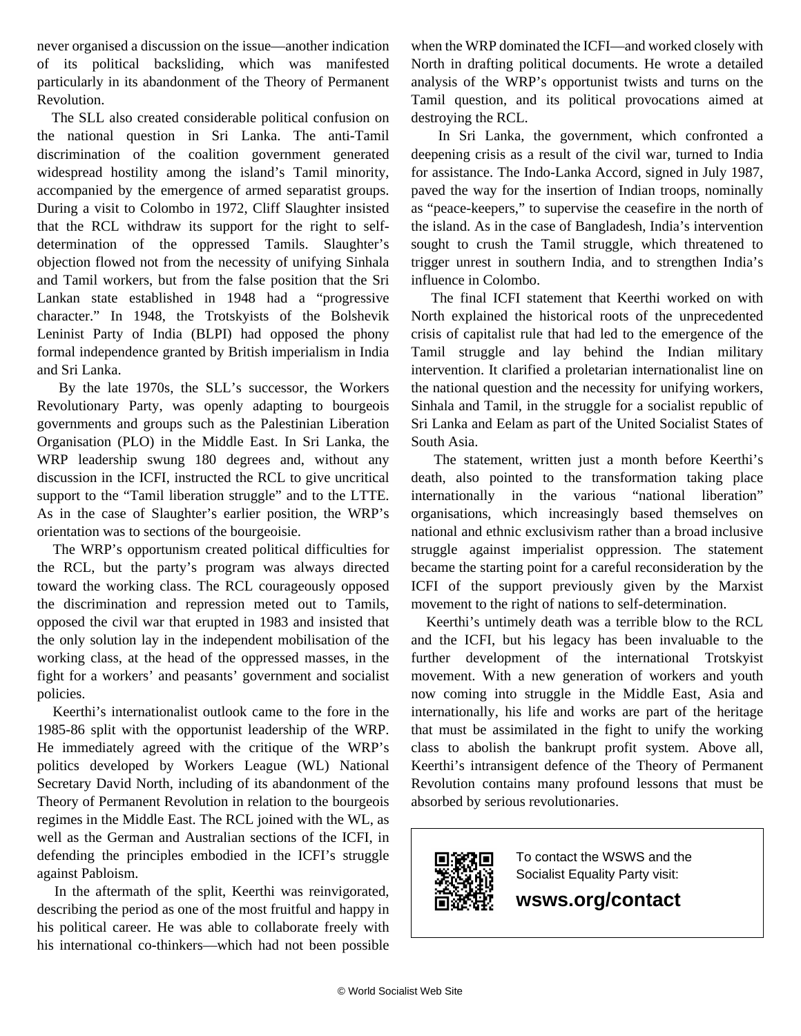never organised a discussion on the issue—another indication of its political backsliding, which was manifested particularly in its abandonment of the Theory of Permanent Revolution.

The SLL also created considerable political confusion on the national question in Sri Lanka. The anti-Tamil discrimination of the coalition government generated widespread hostility among the island's Tamil minority, accompanied by the emergence of armed separatist groups. During a visit to Colombo in 1972, Cliff Slaughter insisted that the RCL withdraw its support for the right to self-determination of the oppressed Tamils. Slaughter's objection flowed not from the necessity of unifying Sinhala and Tamil workers, but from the false position that the Sri Lankan state established in 1948 had a "progressive character." In 1948, the Trotskyists of the Bolshevik Leninist Party of India (BLPI) had opposed the phony formal independence granted by British imperialism in India and Sri Lanka.

By the late 1970s, the SLL's successor, the Workers Revolutionary Party, was openly adapting to bourgeois governments and groups such as the Palestinian Liberation Organisation (PLO) in the Middle East. In Sri Lanka, the WRP leadership swung 180 degrees and, without any discussion in the ICFI, instructed the RCL to give uncritical support to the "Tamil liberation struggle" and to the LTTE. As in the case of Slaughter's earlier position, the WRP's orientation was to sections of the bourgeoisie.

The WRP's opportunism created political difficulties for the RCL, but the party's program was always directed toward the working class. The RCL courageously opposed the discrimination and repression meted out to Tamils, opposed the civil war that erupted in 1983 and insisted that the only solution lay in the independent mobilisation of the working class, at the head of the oppressed masses, in the fight for a workers' and peasants' government and socialist policies.

Keerthi's internationalist outlook came to the fore in the 1985-86 split with the opportunist leadership of the WRP. He immediately agreed with the critique of the WRP's politics developed by Workers League (WL) National Secretary David North, including of its abandonment of the Theory of Permanent Revolution in relation to the bourgeois regimes in the Middle East. The RCL joined with the WL, as well as the German and Australian sections of the ICFI, in defending the principles embodied in the ICFI's struggle against Pabloism.

In the aftermath of the split, Keerthi was reinvigorated, describing the period as one of the most fruitful and happy in his political career. He was able to collaborate freely with his international co-thinkers—which had not been possible when the WRP dominated the ICFI—and worked closely with North in drafting political documents. He wrote a detailed analysis of the WRP's opportunist twists and turns on the Tamil question, and its political provocations aimed at destroying the RCL.

In Sri Lanka, the government, which confronted a deepening crisis as a result of the civil war, turned to India for assistance. The Indo-Lanka Accord, signed in July 1987, paved the way for the insertion of Indian troops, nominally as "peace-keepers," to supervise the ceasefire in the north of the island. As in the case of Bangladesh, India's intervention sought to crush the Tamil struggle, which threatened to trigger unrest in southern India, and to strengthen India's influence in Colombo.

The final ICFI statement that Keerthi worked on with North explained the historical roots of the unprecedented crisis of capitalist rule that had led to the emergence of the Tamil struggle and lay behind the Indian military intervention. It clarified a proletarian internationalist line on the national question and the necessity for unifying workers, Sinhala and Tamil, in the struggle for a socialist republic of Sri Lanka and Eelam as part of the United Socialist States of South Asia.

The statement, written just a month before Keerthi's death, also pointed to the transformation taking place internationally in the various "national liberation" organisations, which increasingly based themselves on national and ethnic exclusivism rather than a broad inclusive struggle against imperialist oppression. The statement became the starting point for a careful reconsideration by the ICFI of the support previously given by the Marxist movement to the right of nations to self-determination.

Keerthi's untimely death was a terrible blow to the RCL and the ICFI, but his legacy has been invaluable to the further development of the international Trotskyist movement. With a new generation of workers and youth now coming into struggle in the Middle East, Asia and internationally, his life and works are part of the heritage that must be assimilated in the fight to unify the working class to abolish the bankrupt profit system. Above all, Keerthi's intransigent defence of the Theory of Permanent Revolution contains many profound lessons that must be absorbed by serious revolutionaries.

To contact the WSWS and the Socialist Equality Party visit:

**wsws.org/contact**